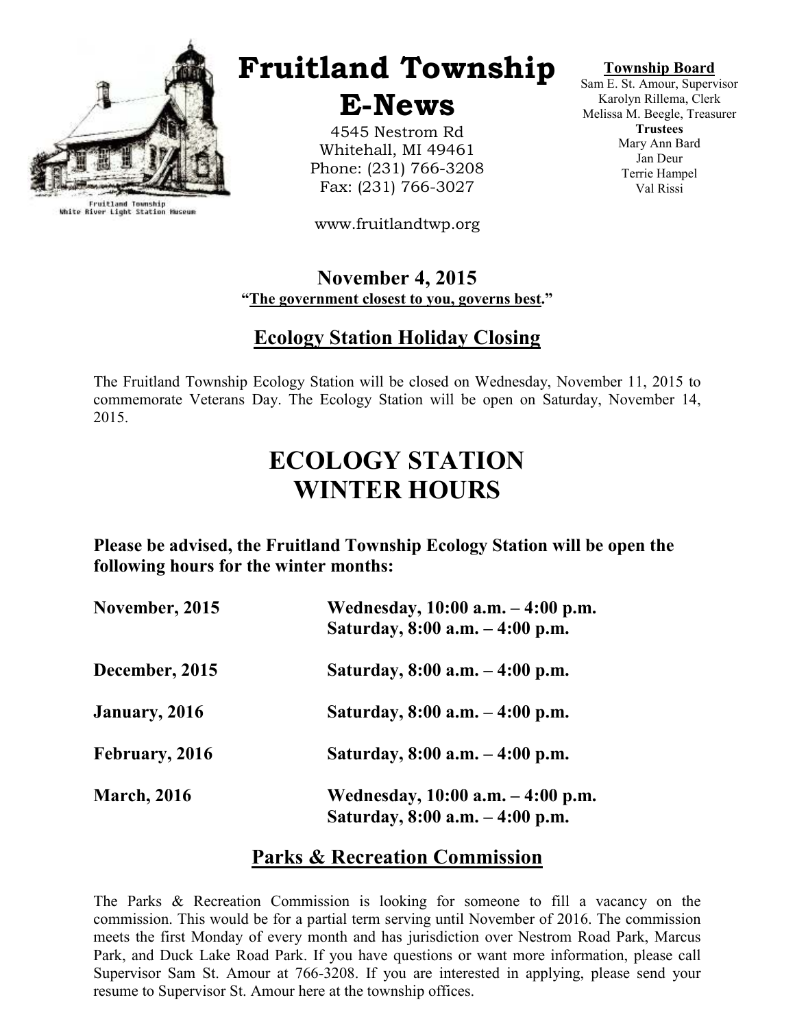Fruitland Township
White River Light Station Museum

# Fruitland Township E-News

4545 Nestrom Rd
Whitehall, MI 49461
Phone: (231) 766-3208
Fax: (231) 766-3027

www.fruitlandtwp.org

**Township Board**
Sam E. St. Amour, Supervisor
Karolyn Rillema, Clerk
Melissa M. Beegle, Treasurer
**Trustees**
Mary Ann Bard
Jan Deur
Terrie Hampel
Val Rissi

**November 4, 2015**

**"The government closest to you, governs best."**

## Ecology Station Holiday Closing

The Fruitland Township Ecology Station will be closed on Wednesday, November 11, 2015 to commemorate Veterans Day. The Ecology Station will be open on Saturday, November 14, 2015.

# ECOLOGY STATION WINTER HOURS

**Please be advised, the Fruitland Township Ecology Station will be open the following hours for the winter months:**

| | |
|---|---|
| **November, 2015** | **Wednesday, 10:00 a.m. – 4:00 p.m.**<br>**Saturday, 8:00 a.m. – 4:00 p.m.** |
| **December, 2015** | **Saturday, 8:00 a.m. – 4:00 p.m.** |
| **January, 2016** | **Saturday, 8:00 a.m. – 4:00 p.m.** |
| **February, 2016** | **Saturday, 8:00 a.m. – 4:00 p.m.** |
| **March, 2016** | **Wednesday, 10:00 a.m. – 4:00 p.m.**<br>**Saturday, 8:00 a.m. – 4:00 p.m.** |

## Parks & Recreation Commission

The Parks & Recreation Commission is looking for someone to fill a vacancy on the commission. This would be for a partial term serving until November of 2016. The commission meets the first Monday of every month and has jurisdiction over Nestrom Road Park, Marcus Park, and Duck Lake Road Park. If you have questions or want more information, please call Supervisor Sam St. Amour at 766-3208. If you are interested in applying, please send your resume to Supervisor St. Amour here at the township offices.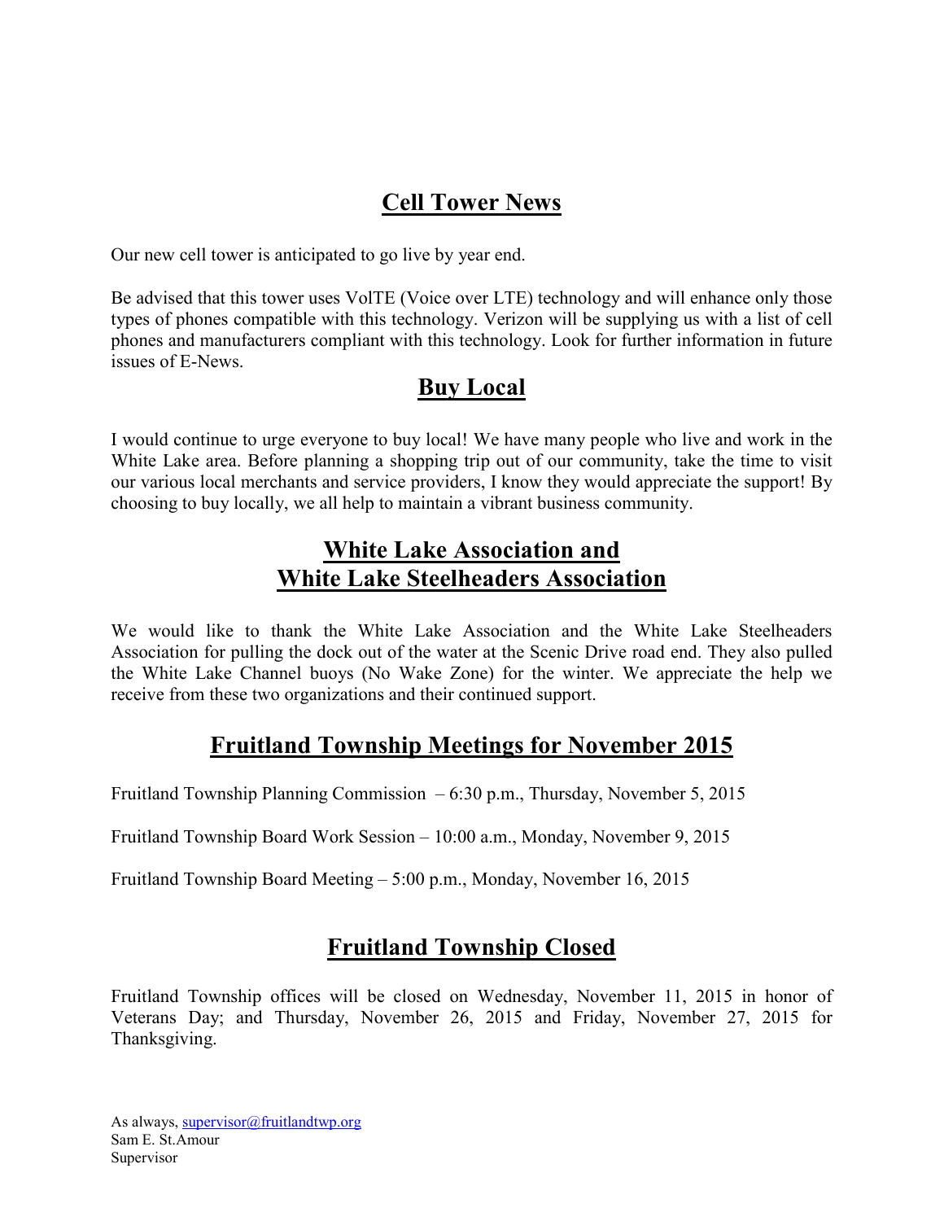## Cell Tower News

Our new cell tower is anticipated to go live by year end.

Be advised that this tower uses VolTE (Voice over LTE) technology and will enhance only those types of phones compatible with this technology. Verizon will be supplying us with a list of cell phones and manufacturers compliant with this technology. Look for further information in future issues of E-News.

## Buy Local

I would continue to urge everyone to buy local! We have many people who live and work in the White Lake area. Before planning a shopping trip out of our community, take the time to visit our various local merchants and service providers, I know they would appreciate the support! By choosing to buy locally, we all help to maintain a vibrant business community.

## White Lake Association and White Lake Steelheaders Association

We would like to thank the White Lake Association and the White Lake Steelheaders Association for pulling the dock out of the water at the Scenic Drive road end. They also pulled the White Lake Channel buoys (No Wake Zone) for the winter. We appreciate the help we receive from these two organizations and their continued support.

## Fruitland Township Meetings for November 2015

Fruitland Township Planning Commission – 6:30 p.m., Thursday, November 5, 2015

Fruitland Township Board Work Session – 10:00 a.m., Monday, November 9, 2015

Fruitland Township Board Meeting – 5:00 p.m., Monday, November 16, 2015

## Fruitland Township Closed

Fruitland Township offices will be closed on Wednesday, November 11, 2015 in honor of Veterans Day; and Thursday, November 26, 2015 and Friday, November 27, 2015 for Thanksgiving.

As always, supervisor@fruitlandtwp.org
Sam E. St.Amour
Supervisor